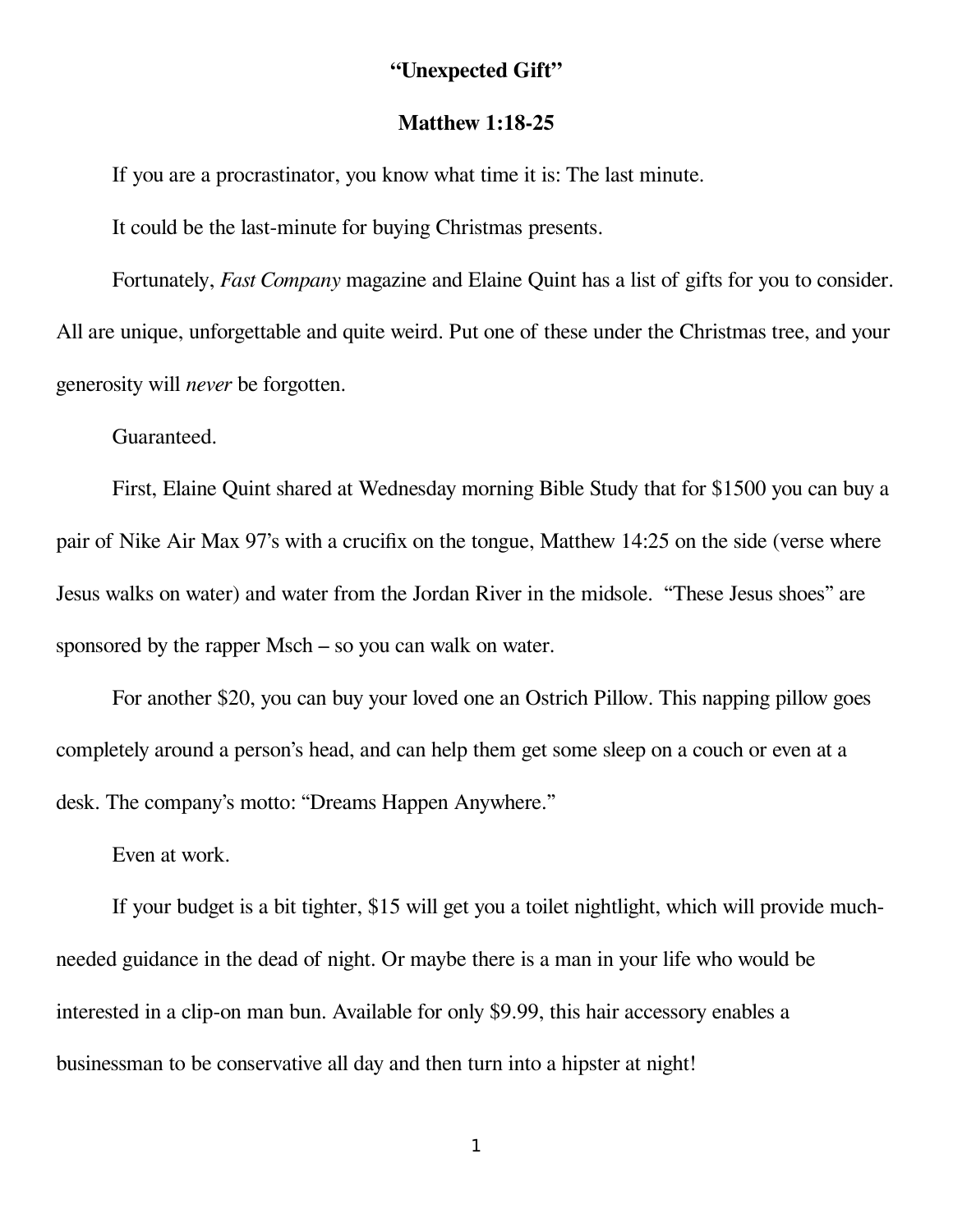**"Unexpected Gift"**

**Matthew 1:18-25**

If you are a procrastinator, you know what time it is: The last minute.

It could be the last-minute for buying Christmas presents.

Fortunately, *Fast Company* magazine and Elaine Quint has a list of gifts for you to consider. All are unique, unforgettable and quite weird. Put one of these under the Christmas tree, and your generosity will *never* be forgotten.

Guaranteed.

First, Elaine Quint shared at Wednesday morning Bible Study that for $1500 you can buy a pair of Nike Air Max 97's with a crucifix on the tongue, Matthew 14:25 on the side (verse where Jesus walks on water) and water from the Jordan River in the midsole. "These Jesus shoes" are sponsored by the rapper Msch – so you can walk on water.

For another $20, you can buy your loved one an Ostrich Pillow. This napping pillow goes completely around a person's head, and can help them get some sleep on a couch or even at a desk. The company's motto: "Dreams Happen Anywhere."

Even at work.

If your budget is a bit tighter, $15 will get you a toilet nightlight, which will provide much-needed guidance in the dead of night. Or maybe there is a man in your life who would be interested in a clip-on man bun. Available for only $9.99, this hair accessory enables a businessman to be conservative all day and then turn into a hipster at night!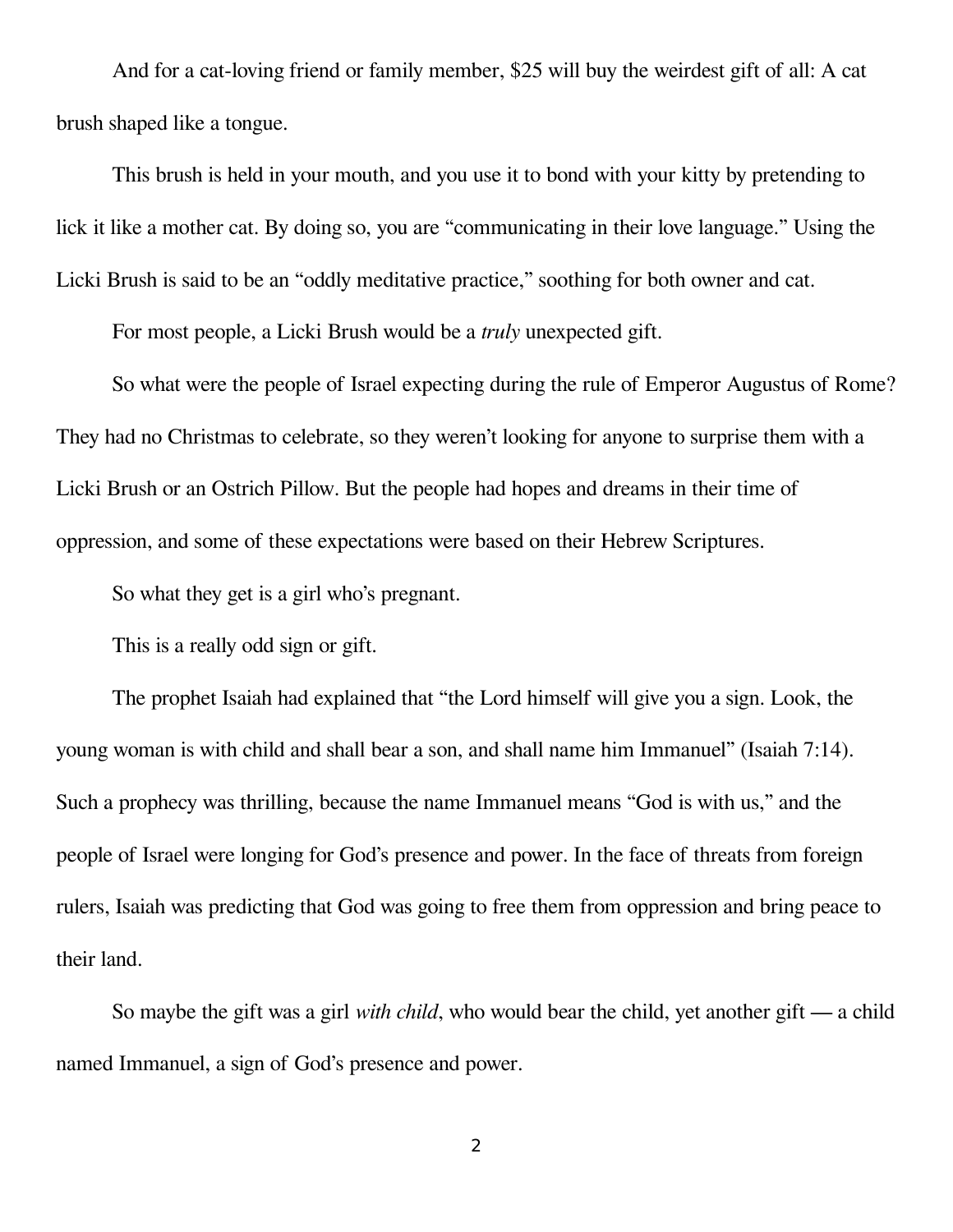And for a cat-loving friend or family member, $25 will buy the weirdest gift of all: A cat brush shaped like a tongue.

This brush is held in your mouth, and you use it to bond with your kitty by pretending to lick it like a mother cat. By doing so, you are "communicating in their love language." Using the Licki Brush is said to be an "oddly meditative practice," soothing for both owner and cat.

For most people, a Licki Brush would be a *truly* unexpected gift.

So what were the people of Israel expecting during the rule of Emperor Augustus of Rome? They had no Christmas to celebrate, so they weren't looking for anyone to surprise them with a Licki Brush or an Ostrich Pillow. But the people had hopes and dreams in their time of oppression, and some of these expectations were based on their Hebrew Scriptures.

So what they get is a girl who's pregnant.

This is a really odd sign or gift.

The prophet Isaiah had explained that "the Lord himself will give you a sign. Look, the young woman is with child and shall bear a son, and shall name him Immanuel" (Isaiah 7:14). Such a prophecy was thrilling, because the name Immanuel means "God is with us," and the people of Israel were longing for God's presence and power. In the face of threats from foreign rulers, Isaiah was predicting that God was going to free them from oppression and bring peace to their land.

So maybe the gift was a girl *with child*, who would bear the child, yet another gift — a child named Immanuel, a sign of God's presence and power.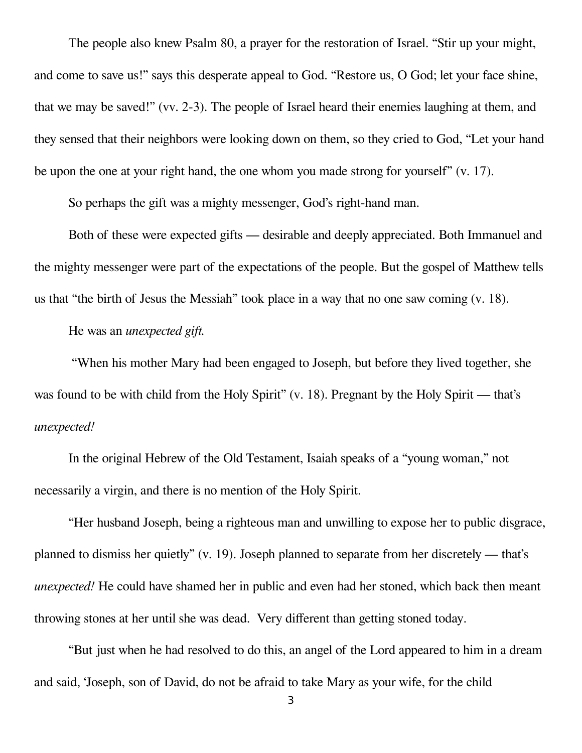The people also knew Psalm 80, a prayer for the restoration of Israel. "Stir up your might, and come to save us!" says this desperate appeal to God. "Restore us, O God; let your face shine, that we may be saved!" (vv. 2-3). The people of Israel heard their enemies laughing at them, and they sensed that their neighbors were looking down on them, so they cried to God, "Let your hand be upon the one at your right hand, the one whom you made strong for yourself" (v. 17).

So perhaps the gift was a mighty messenger, God's right-hand man.

Both of these were expected gifts — desirable and deeply appreciated. Both Immanuel and the mighty messenger were part of the expectations of the people. But the gospel of Matthew tells us that "the birth of Jesus the Messiah" took place in a way that no one saw coming (v. 18).

He was an *unexpected gift.*

"When his mother Mary had been engaged to Joseph, but before they lived together, she was found to be with child from the Holy Spirit" (v. 18). Pregnant by the Holy Spirit — that's *unexpected!*

In the original Hebrew of the Old Testament, Isaiah speaks of a "young woman," not necessarily a virgin, and there is no mention of the Holy Spirit.

"Her husband Joseph, being a righteous man and unwilling to expose her to public disgrace, planned to dismiss her quietly" (v. 19). Joseph planned to separate from her discretely — that's *unexpected!* He could have shamed her in public and even had her stoned, which back then meant throwing stones at her until she was dead. Very different than getting stoned today.

"But just when he had resolved to do this, an angel of the Lord appeared to him in a dream and said, 'Joseph, son of David, do not be afraid to take Mary as your wife, for the child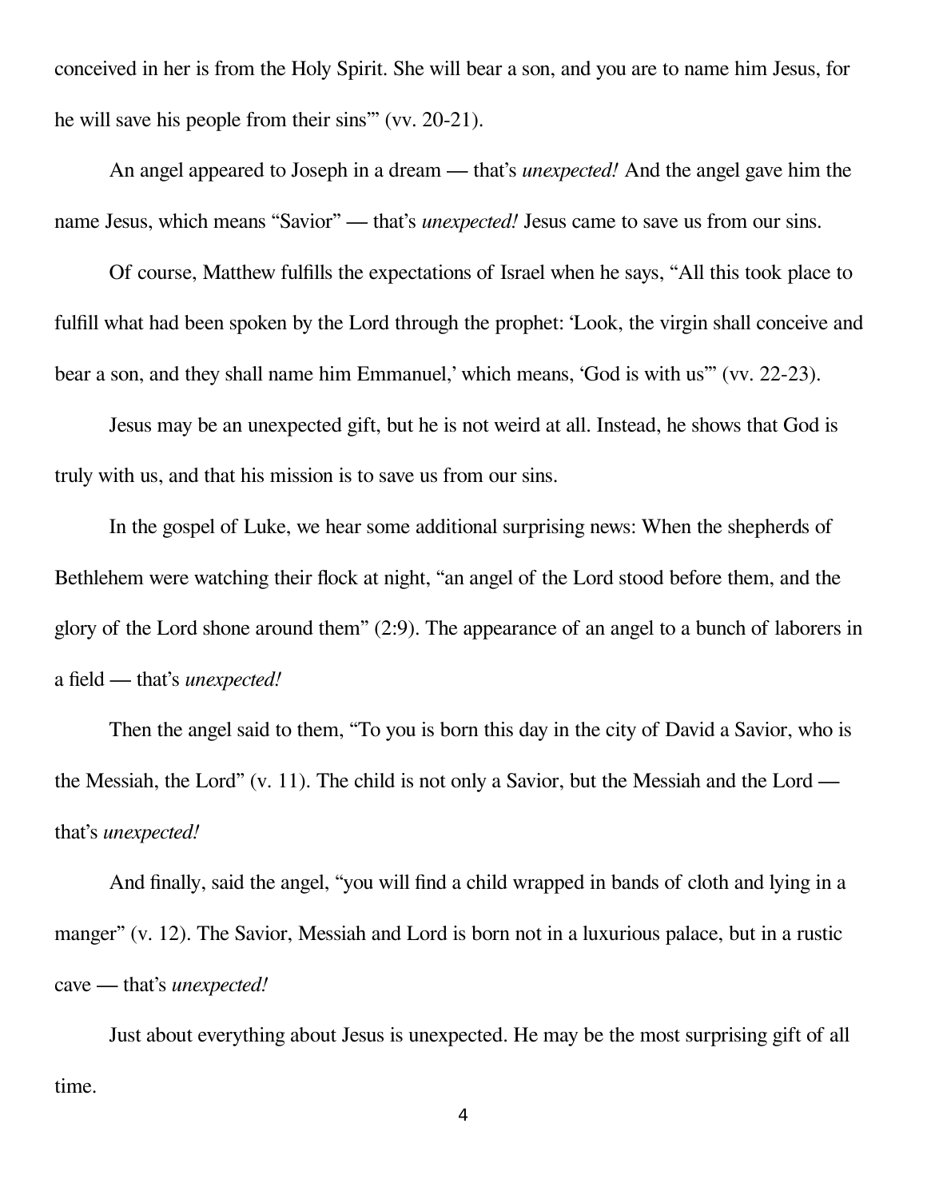conceived in her is from the Holy Spirit. She will bear a son, and you are to name him Jesus, for he will save his people from their sins'" (vv. 20-21).

An angel appeared to Joseph in a dream — that's *unexpected!* And the angel gave him the name Jesus, which means "Savior" — that's *unexpected!* Jesus came to save us from our sins.

Of course, Matthew fulfills the expectations of Israel when he says, "All this took place to fulfill what had been spoken by the Lord through the prophet: 'Look, the virgin shall conceive and bear a son, and they shall name him Emmanuel,' which means, 'God is with us'" (vv. 22-23).

Jesus may be an unexpected gift, but he is not weird at all. Instead, he shows that God is truly with us, and that his mission is to save us from our sins.

In the gospel of Luke, we hear some additional surprising news: When the shepherds of Bethlehem were watching their flock at night, "an angel of the Lord stood before them, and the glory of the Lord shone around them" (2:9). The appearance of an angel to a bunch of laborers in a field — that's *unexpected!*

Then the angel said to them, "To you is born this day in the city of David a Savior, who is the Messiah, the Lord" (v. 11). The child is not only a Savior, but the Messiah and the Lord — that's *unexpected!*

And finally, said the angel, "you will find a child wrapped in bands of cloth and lying in a manger" (v. 12). The Savior, Messiah and Lord is born not in a luxurious palace, but in a rustic cave — that's *unexpected!*

Just about everything about Jesus is unexpected. He may be the most surprising gift of all time.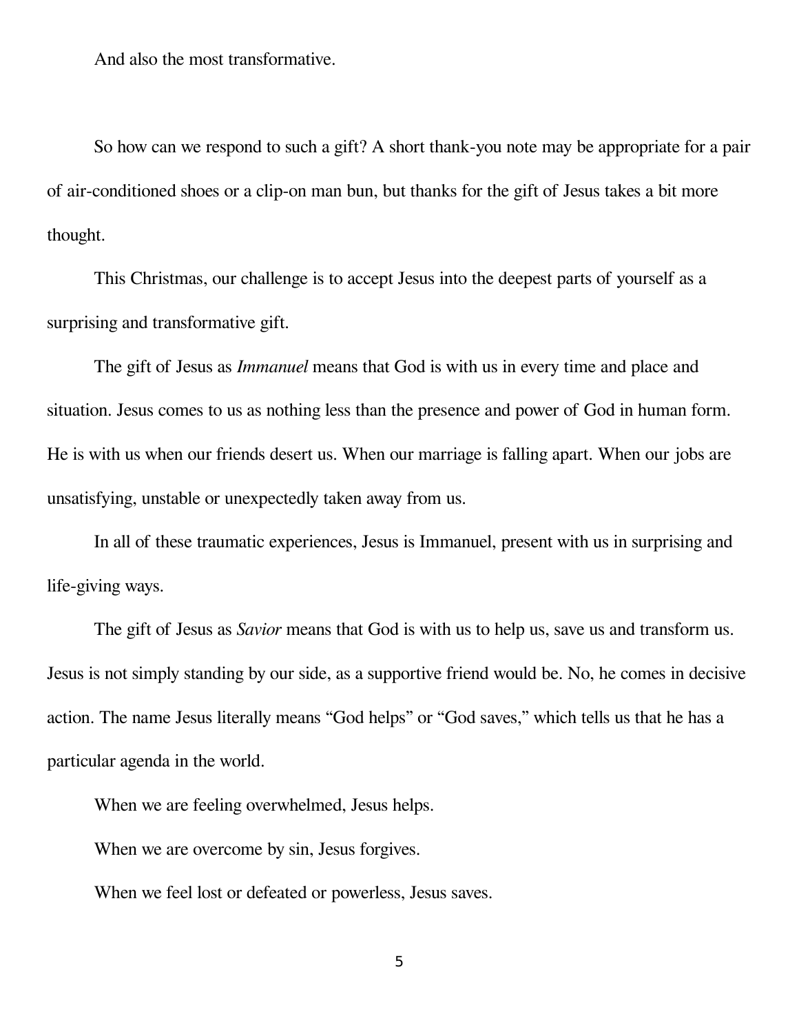And also the most transformative.

So how can we respond to such a gift? A short thank-you note may be appropriate for a pair of air-conditioned shoes or a clip-on man bun, but thanks for the gift of Jesus takes a bit more thought.

This Christmas, our challenge is to accept Jesus into the deepest parts of yourself as a surprising and transformative gift.

The gift of Jesus as *Immanuel* means that God is with us in every time and place and situation. Jesus comes to us as nothing less than the presence and power of God in human form. He is with us when our friends desert us. When our marriage is falling apart. When our jobs are unsatisfying, unstable or unexpectedly taken away from us.

In all of these traumatic experiences, Jesus is Immanuel, present with us in surprising and life-giving ways.

The gift of Jesus as *Savior* means that God is with us to help us, save us and transform us. Jesus is not simply standing by our side, as a supportive friend would be. No, he comes in decisive action. The name Jesus literally means "God helps" or "God saves," which tells us that he has a particular agenda in the world.

When we are feeling overwhelmed, Jesus helps.

When we are overcome by sin, Jesus forgives.

When we feel lost or defeated or powerless, Jesus saves.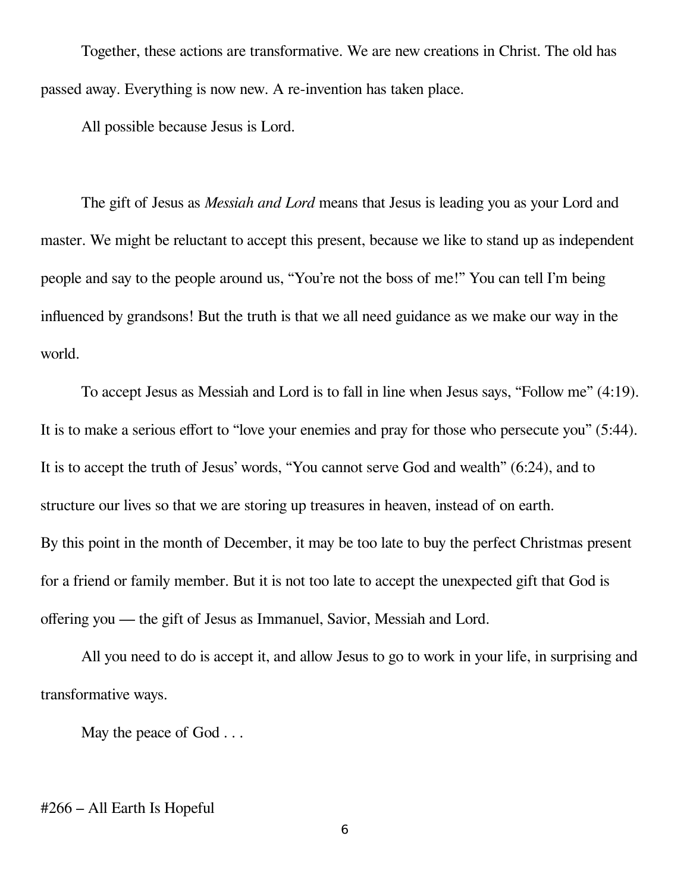Together, these actions are transformative. We are new creations in Christ. The old has passed away. Everything is now new. A re-invention has taken place.

All possible because Jesus is Lord.

The gift of Jesus as *Messiah and Lord* means that Jesus is leading you as your Lord and master. We might be reluctant to accept this present, because we like to stand up as independent people and say to the people around us, "You're not the boss of me!" You can tell I'm being influenced by grandsons! But the truth is that we all need guidance as we make our way in the world.

To accept Jesus as Messiah and Lord is to fall in line when Jesus says, "Follow me" (4:19). It is to make a serious effort to "love your enemies and pray for those who persecute you" (5:44). It is to accept the truth of Jesus' words, "You cannot serve God and wealth" (6:24), and to structure our lives so that we are storing up treasures in heaven, instead of on earth.

By this point in the month of December, it may be too late to buy the perfect Christmas present for a friend or family member. But it is not too late to accept the unexpected gift that God is offering you — the gift of Jesus as Immanuel, Savior, Messiah and Lord.

All you need to do is accept it, and allow Jesus to go to work in your life, in surprising and transformative ways.

May the peace of God . . .

#266 – All Earth Is Hopeful